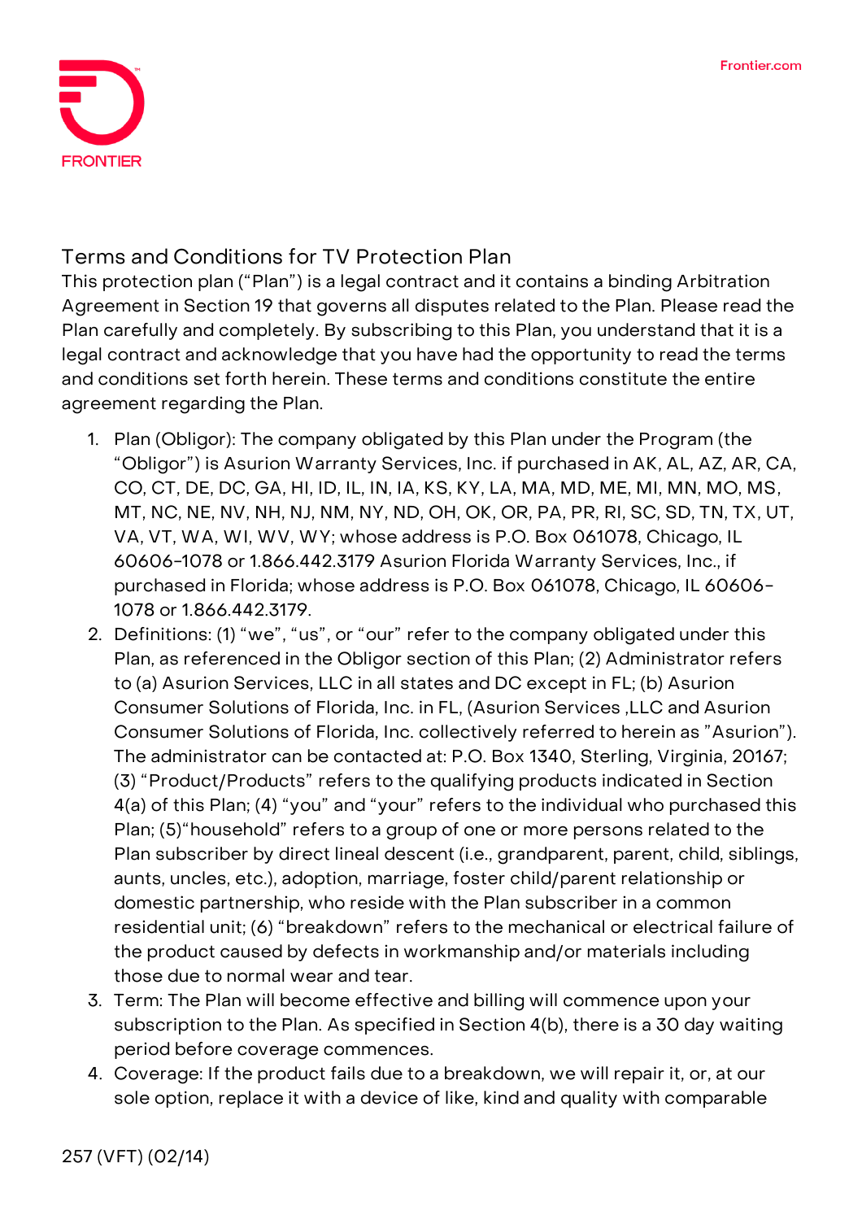# Terms and Conditions for TV Protection Plan

This protection plan ("Plan") is a legal contract and it contains a binding Arbitration Agreement in Section 19 that governs all disputes related to the Plan. Please read the Plan carefully and completely. By subscribing to this Plan, you understand that it is a legal contract and acknowledge that you have had the opportunity to read the terms and conditions set forth herein. These terms and conditions constitute the entire agreement regarding the Plan.

1. Plan (Obligor): The company obligated by this Plan under the Program (the "Obligor") is Asurion Warranty Services, Inc. if purchased in AK, AL, AZ, AR, CA, CO, CT, DE, DC, GA, HI, ID, IL, IN, IA, KS, KY, LA, MA, MD, ME, MI, MN, MO, MS, MT, NC, NE, NV, NH, NJ, NM, NY, ND, OH, OK, OR, PA, PR, RI, SC, SD, TN, TX, UT, VA, VT, WA, WI, WV, WY; whose address is P.O. Box 061078, Chicago, IL 60606-1078 or 1.866.442.3179 Asurion Florida Warranty Services, Inc., if purchased in Florida; whose address is P.O. Box 061078, Chicago, IL 60606-1078 or 1.866.442.3179.
2. Definitions: (1) "we", "us", or "our" refer to the company obligated under this Plan, as referenced in the Obligor section of this Plan; (2) Administrator refers to (a) Asurion Services, LLC in all states and DC except in FL; (b) Asurion Consumer Solutions of Florida, Inc. in FL, (Asurion Services ,LLC and Asurion Consumer Solutions of Florida, Inc. collectively referred to herein as "Asurion"). The administrator can be contacted at: P.O. Box 1340, Sterling, Virginia, 20167; (3) "Product/Products" refers to the qualifying products indicated in Section 4(a) of this Plan; (4) "you" and "your" refers to the individual who purchased this Plan; (5)"household" refers to a group of one or more persons related to the Plan subscriber by direct lineal descent (i.e., grandparent, parent, child, siblings, aunts, uncles, etc.), adoption, marriage, foster child/parent relationship or domestic partnership, who reside with the Plan subscriber in a common residential unit; (6) "breakdown" refers to the mechanical or electrical failure of the product caused by defects in workmanship and/or materials including those due to normal wear and tear.
3. Term: The Plan will become effective and billing will commence upon your subscription to the Plan. As specified in Section 4(b), there is a 30 day waiting period before coverage commences.
4. Coverage: If the product fails due to a breakdown, we will repair it, or, at our sole option, replace it with a device of like, kind and quality with comparable

257 (VFT) (02/14)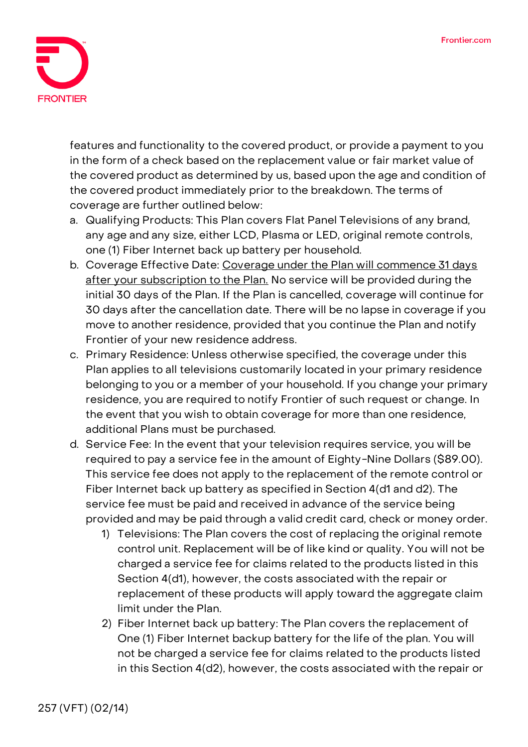features and functionality to the covered product, or provide a payment to you in the form of a check based on the replacement value or fair market value of the covered product as determined by us, based upon the age and condition of the covered product immediately prior to the breakdown. The terms of coverage are further outlined below:

a. Qualifying Products: This Plan covers Flat Panel Televisions of any brand, any age and any size, either LCD, Plasma or LED, original remote controls, one (1) Fiber Internet back up battery per household.
b. Coverage Effective Date: <u>Coverage under the Plan will commence 31 days after your subscription to the Plan.</u> No service will be provided during the initial 30 days of the Plan. If the Plan is cancelled, coverage will continue for 30 days after the cancellation date. There will be no lapse in coverage if you move to another residence, provided that you continue the Plan and notify Frontier of your new residence address.
c. Primary Residence: Unless otherwise specified, the coverage under this Plan applies to all televisions customarily located in your primary residence belonging to you or a member of your household. If you change your primary residence, you are required to notify Frontier of such request or change. In the event that you wish to obtain coverage for more than one residence, additional Plans must be purchased.
d. Service Fee: In the event that your television requires service, you will be required to pay a service fee in the amount of Eighty-Nine Dollars ($89.00). This service fee does not apply to the replacement of the remote control or Fiber Internet back up battery as specified in Section 4(d1 and d2). The service fee must be paid and received in advance of the service being provided and may be paid through a valid credit card, check or money order.
    1) Televisions: The Plan covers the cost of replacing the original remote control unit. Replacement will be of like kind or quality. You will not be charged a service fee for claims related to the products listed in this Section 4(d1), however, the costs associated with the repair or replacement of these products will apply toward the aggregate claim limit under the Plan.
    2) Fiber Internet back up battery: The Plan covers the replacement of One (1) Fiber Internet backup battery for the life of the plan. You will not be charged a service fee for claims related to the products listed in this Section 4(d2), however, the costs associated with the repair or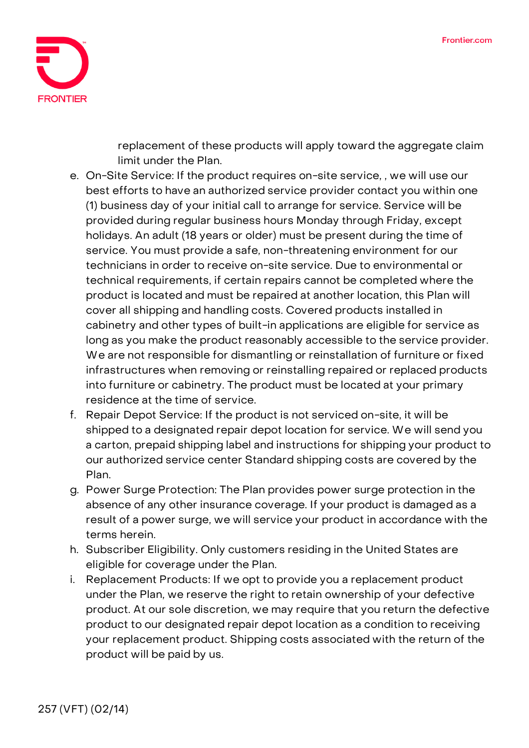replacement of these products will apply toward the aggregate claim limit under the Plan.

e. On-Site Service: If the product requires on-site service, , we will use our best efforts to have an authorized service provider contact you within one (1) business day of your initial call to arrange for service. Service will be provided during regular business hours Monday through Friday, except holidays. An adult (18 years or older) must be present during the time of service. You must provide a safe, non-threatening environment for our technicians in order to receive on-site service. Due to environmental or technical requirements, if certain repairs cannot be completed where the product is located and must be repaired at another location, this Plan will cover all shipping and handling costs. Covered products installed in cabinetry and other types of built-in applications are eligible for service as long as you make the product reasonably accessible to the service provider. We are not responsible for dismantling or reinstallation of furniture or fixed infrastructures when removing or reinstalling repaired or replaced products into furniture or cabinetry. The product must be located at your primary residence at the time of service.
f. Repair Depot Service: If the product is not serviced on-site, it will be shipped to a designated repair depot location for service. We will send you a carton, prepaid shipping label and instructions for shipping your product to our authorized service center Standard shipping costs are covered by the Plan.
g. Power Surge Protection: The Plan provides power surge protection in the absence of any other insurance coverage. If your product is damaged as a result of a power surge, we will service your product in accordance with the terms herein.
h. Subscriber Eligibility. Only customers residing in the United States are eligible for coverage under the Plan.
i. Replacement Products: If we opt to provide you a replacement product under the Plan, we reserve the right to retain ownership of your defective product. At our sole discretion, we may require that you return the defective product to our designated repair depot location as a condition to receiving your replacement product. Shipping costs associated with the return of the product will be paid by us.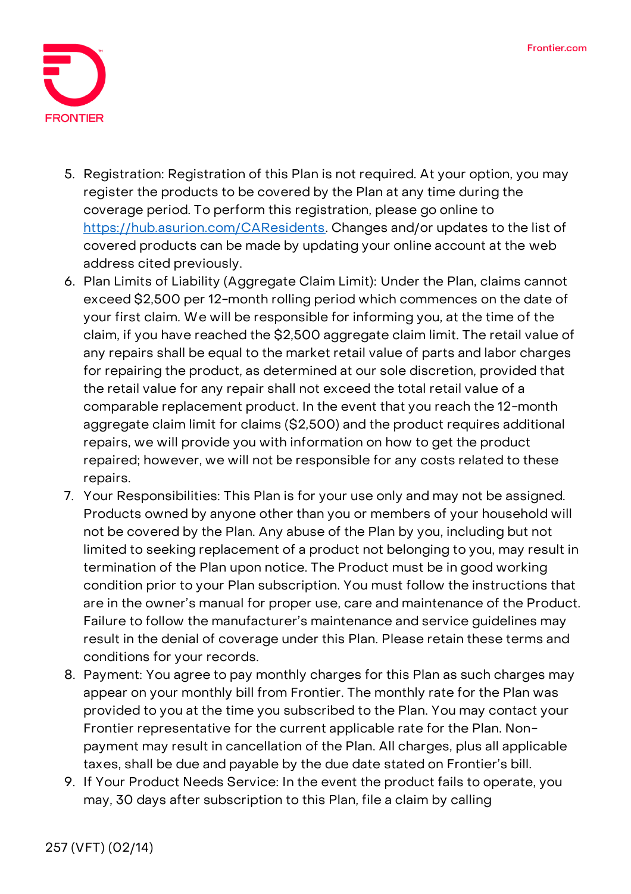5. Registration: Registration of this Plan is not required. At your option, you may register the products to be covered by the Plan at any time during the coverage period. To perform this registration, please go online to [https://hub.asurion.com/CAResidents](https://hub.asurion.com/CAResidents). Changes and/or updates to the list of covered products can be made by updating your online account at the web address cited previously.
6. Plan Limits of Liability (Aggregate Claim Limit): Under the Plan, claims cannot exceed $2,500 per 12-month rolling period which commences on the date of your first claim. We will be responsible for informing you, at the time of the claim, if you have reached the $2,500 aggregate claim limit. The retail value of any repairs shall be equal to the market retail value of parts and labor charges for repairing the product, as determined at our sole discretion, provided that the retail value for any repair shall not exceed the total retail value of a comparable replacement product. In the event that you reach the 12-month aggregate claim limit for claims ($2,500) and the product requires additional repairs, we will provide you with information on how to get the product repaired; however, we will not be responsible for any costs related to these repairs.
7. Your Responsibilities: This Plan is for your use only and may not be assigned. Products owned by anyone other than you or members of your household will not be covered by the Plan. Any abuse of the Plan by you, including but not limited to seeking replacement of a product not belonging to you, may result in termination of the Plan upon notice. The Product must be in good working condition prior to your Plan subscription. You must follow the instructions that are in the owner's manual for proper use, care and maintenance of the Product. Failure to follow the manufacturer's maintenance and service guidelines may result in the denial of coverage under this Plan. Please retain these terms and conditions for your records.
8. Payment: You agree to pay monthly charges for this Plan as such charges may appear on your monthly bill from Frontier. The monthly rate for the Plan was provided to you at the time you subscribed to the Plan. You may contact your Frontier representative for the current applicable rate for the Plan. Non-payment may result in cancellation of the Plan. All charges, plus all applicable taxes, shall be due and payable by the due date stated on Frontier's bill.
9. If Your Product Needs Service: In the event the product fails to operate, you may, 30 days after subscription to this Plan, file a claim by calling

257 (VFT) (02/14)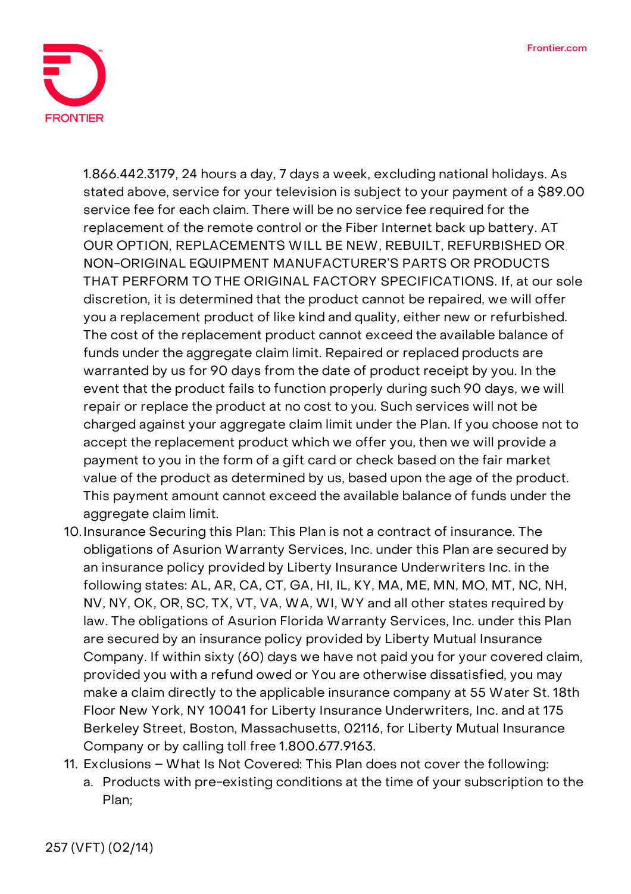1.866.442.3179, 24 hours a day, 7 days a week, excluding national holidays. As stated above, service for your television is subject to your payment of a $89.00 service fee for each claim. There will be no service fee required for the replacement of the remote control or the Fiber Internet back up battery. AT OUR OPTION, REPLACEMENTS WILL BE NEW, REBUILT, REFURBISHED OR NON-ORIGINAL EQUIPMENT MANUFACTURER'S PARTS OR PRODUCTS THAT PERFORM TO THE ORIGINAL FACTORY SPECIFICATIONS. If, at our sole discretion, it is determined that the product cannot be repaired, we will offer you a replacement product of like kind and quality, either new or refurbished. The cost of the replacement product cannot exceed the available balance of funds under the aggregate claim limit. Repaired or replaced products are warranted by us for 90 days from the date of product receipt by you. In the event that the product fails to function properly during such 90 days, we will repair or replace the product at no cost to you. Such services will not be charged against your aggregate claim limit under the Plan. If you choose not to accept the replacement product which we offer you, then we will provide a payment to you in the form of a gift card or check based on the fair market value of the product as determined by us, based upon the age of the product. This payment amount cannot exceed the available balance of funds under the aggregate claim limit.

10. Insurance Securing this Plan: This Plan is not a contract of insurance. The obligations of Asurion Warranty Services, Inc. under this Plan are secured by an insurance policy provided by Liberty Insurance Underwriters Inc. in the following states: AL, AR, CA, CT, GA, HI, IL, KY, MA, ME, MN, MO, MT, NC, NH, NV, NY, OK, OR, SC, TX, VT, VA, WA, WI, WY and all other states required by law. The obligations of Asurion Florida Warranty Services, Inc. under this Plan are secured by an insurance policy provided by Liberty Mutual Insurance Company. If within sixty (60) days we have not paid you for your covered claim, provided you with a refund owed or You are otherwise dissatisfied, you may make a claim directly to the applicable insurance company at 55 Water St. 18th Floor New York, NY 10041 for Liberty Insurance Underwriters, Inc. and at 175 Berkeley Street, Boston, Massachusetts, 02116, for Liberty Mutual Insurance Company or by calling toll free 1.800.677.9163.
11. Exclusions – What Is Not Covered: This Plan does not cover the following:
    a. Products with pre-existing conditions at the time of your subscription to the Plan;

257 (VFT) (02/14)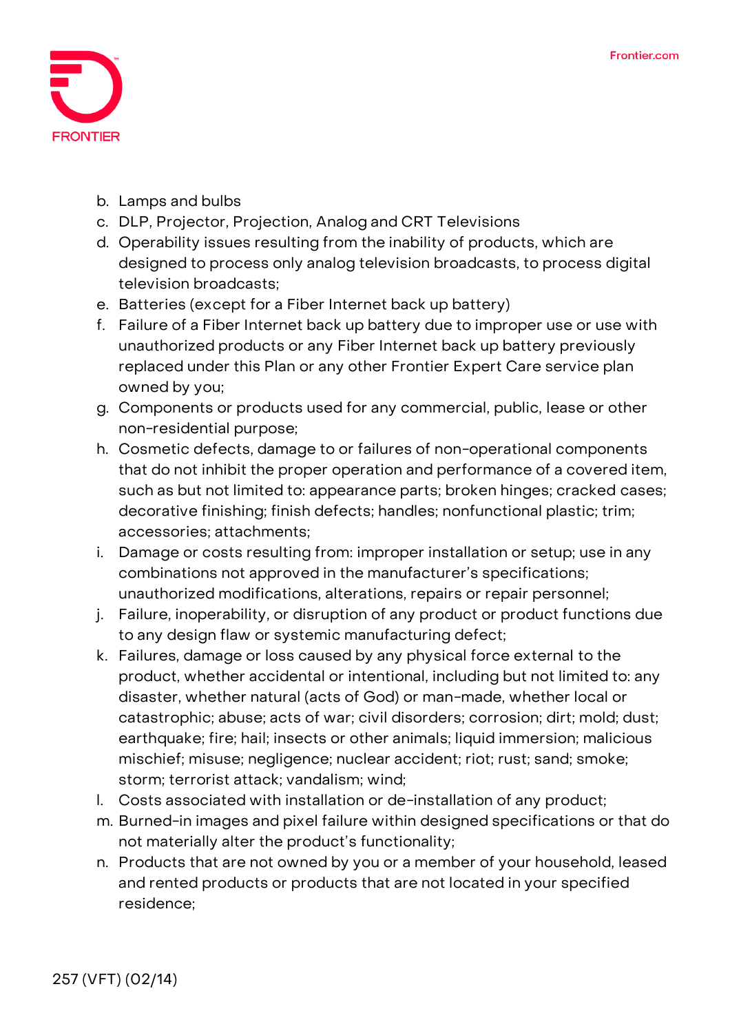b. Lamps and bulbs
c. DLP, Projector, Projection, Analog and CRT Televisions
d. Operability issues resulting from the inability of products, which are designed to process only analog television broadcasts, to process digital television broadcasts;
e. Batteries (except for a Fiber Internet back up battery)
f. Failure of a Fiber Internet back up battery due to improper use or use with unauthorized products or any Fiber Internet back up battery previously replaced under this Plan or any other Frontier Expert Care service plan owned by you;
g. Components or products used for any commercial, public, lease or other non-residential purpose;
h. Cosmetic defects, damage to or failures of non-operational components that do not inhibit the proper operation and performance of a covered item, such as but not limited to: appearance parts; broken hinges; cracked cases; decorative finishing; finish defects; handles; nonfunctional plastic; trim; accessories; attachments;
i. Damage or costs resulting from: improper installation or setup; use in any combinations not approved in the manufacturer's specifications; unauthorized modifications, alterations, repairs or repair personnel;
j. Failure, inoperability, or disruption of any product or product functions due to any design flaw or systemic manufacturing defect;
k. Failures, damage or loss caused by any physical force external to the product, whether accidental or intentional, including but not limited to: any disaster, whether natural (acts of God) or man-made, whether local or catastrophic; abuse; acts of war; civil disorders; corrosion; dirt; mold; dust; earthquake; fire; hail; insects or other animals; liquid immersion; malicious mischief; misuse; negligence; nuclear accident; riot; rust; sand; smoke; storm; terrorist attack; vandalism; wind;
l. Costs associated with installation or de-installation of any product;
m. Burned-in images and pixel failure within designed specifications or that do not materially alter the product's functionality;
n. Products that are not owned by you or a member of your household, leased and rented products or products that are not located in your specified residence;

257 (VFT) (02/14)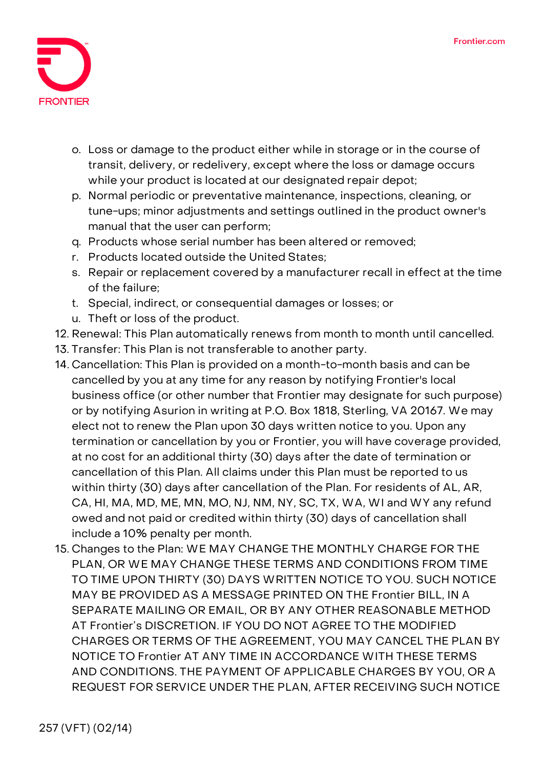o. Loss or damage to the product either while in storage or in the course of transit, delivery, or redelivery, except where the loss or damage occurs while your product is located at our designated repair depot;
p. Normal periodic or preventative maintenance, inspections, cleaning, or tune-ups; minor adjustments and settings outlined in the product owner's manual that the user can perform;
q. Products whose serial number has been altered or removed;
r. Products located outside the United States;
s. Repair or replacement covered by a manufacturer recall in effect at the time of the failure;
t. Special, indirect, or consequential damages or losses; or
u. Theft or loss of the product.

12. Renewal: This Plan automatically renews from month to month until cancelled.
13. Transfer: This Plan is not transferable to another party.
14. Cancellation: This Plan is provided on a month-to-month basis and can be cancelled by you at any time for any reason by notifying Frontier's local business office (or other number that Frontier may designate for such purpose) or by notifying Asurion in writing at P.O. Box 1818, Sterling, VA 20167. We may elect not to renew the Plan upon 30 days written notice to you. Upon any termination or cancellation by you or Frontier, you will have coverage provided, at no cost for an additional thirty (30) days after the date of termination or cancellation of this Plan. All claims under this Plan must be reported to us within thirty (30) days after cancellation of the Plan. For residents of AL, AR, CA, HI, MA, MD, ME, MN, MO, NJ, NM, NY, SC, TX, WA, WI and WY any refund owed and not paid or credited within thirty (30) days of cancellation shall include a 10% penalty per month.
15. Changes to the Plan: WE MAY CHANGE THE MONTHLY CHARGE FOR THE PLAN, OR WE MAY CHANGE THESE TERMS AND CONDITIONS FROM TIME TO TIME UPON THIRTY (30) DAYS WRITTEN NOTICE TO YOU. SUCH NOTICE MAY BE PROVIDED AS A MESSAGE PRINTED ON THE Frontier BILL, IN A SEPARATE MAILING OR EMAIL, OR BY ANY OTHER REASONABLE METHOD AT Frontier's DISCRETION. IF YOU DO NOT AGREE TO THE MODIFIED CHARGES OR TERMS OF THE AGREEMENT, YOU MAY CANCEL THE PLAN BY NOTICE TO Frontier AT ANY TIME IN ACCORDANCE WITH THESE TERMS AND CONDITIONS. THE PAYMENT OF APPLICABLE CHARGES BY YOU, OR A REQUEST FOR SERVICE UNDER THE PLAN, AFTER RECEIVING SUCH NOTICE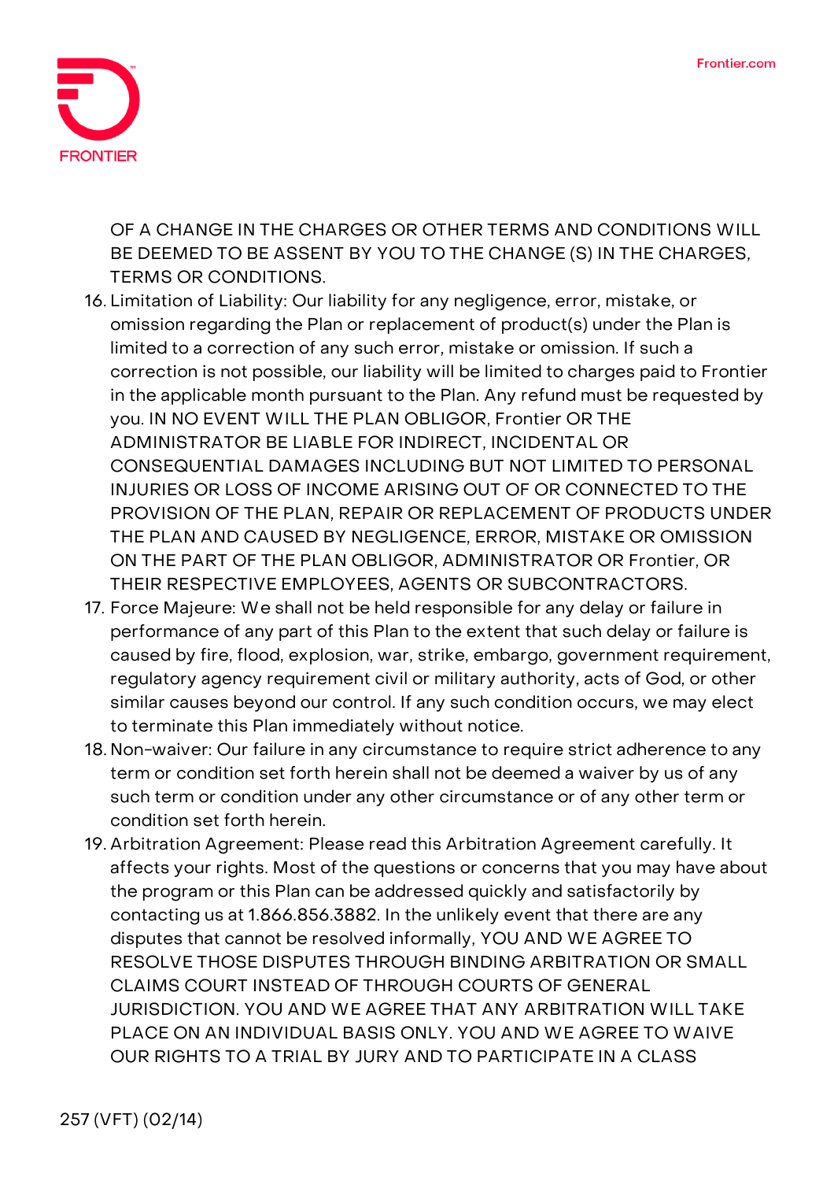OF A CHANGE IN THE CHARGES OR OTHER TERMS AND CONDITIONS WILL BE DEEMED TO BE ASSENT BY YOU TO THE CHANGE (S) IN THE CHARGES, TERMS OR CONDITIONS.

16. Limitation of Liability: Our liability for any negligence, error, mistake, or omission regarding the Plan or replacement of product(s) under the Plan is limited to a correction of any such error, mistake or omission. If such a correction is not possible, our liability will be limited to charges paid to Frontier in the applicable month pursuant to the Plan. Any refund must be requested by you. IN NO EVENT WILL THE PLAN OBLIGOR, Frontier OR THE ADMINISTRATOR BE LIABLE FOR INDIRECT, INCIDENTAL OR CONSEQUENTIAL DAMAGES INCLUDING BUT NOT LIMITED TO PERSONAL INJURIES OR LOSS OF INCOME ARISING OUT OF OR CONNECTED TO THE PROVISION OF THE PLAN, REPAIR OR REPLACEMENT OF PRODUCTS UNDER THE PLAN AND CAUSED BY NEGLIGENCE, ERROR, MISTAKE OR OMISSION ON THE PART OF THE PLAN OBLIGOR, ADMINISTRATOR OR Frontier, OR THEIR RESPECTIVE EMPLOYEES, AGENTS OR SUBCONTRACTORS.
17. Force Majeure: We shall not be held responsible for any delay or failure in performance of any part of this Plan to the extent that such delay or failure is caused by fire, flood, explosion, war, strike, embargo, government requirement, regulatory agency requirement civil or military authority, acts of God, or other similar causes beyond our control. If any such condition occurs, we may elect to terminate this Plan immediately without notice.
18. Non-waiver: Our failure in any circumstance to require strict adherence to any term or condition set forth herein shall not be deemed a waiver by us of any such term or condition under any other circumstance or of any other term or condition set forth herein.
19. Arbitration Agreement: Please read this Arbitration Agreement carefully. It affects your rights. Most of the questions or concerns that you may have about the program or this Plan can be addressed quickly and satisfactorily by contacting us at 1.866.856.3882. In the unlikely event that there are any disputes that cannot be resolved informally, YOU AND WE AGREE TO RESOLVE THOSE DISPUTES THROUGH BINDING ARBITRATION OR SMALL CLAIMS COURT INSTEAD OF THROUGH COURTS OF GENERAL JURISDICTION. YOU AND WE AGREE THAT ANY ARBITRATION WILL TAKE PLACE ON AN INDIVIDUAL BASIS ONLY. YOU AND WE AGREE TO WAIVE OUR RIGHTS TO A TRIAL BY JURY AND TO PARTICIPATE IN A CLASS

257 (VFT) (02/14)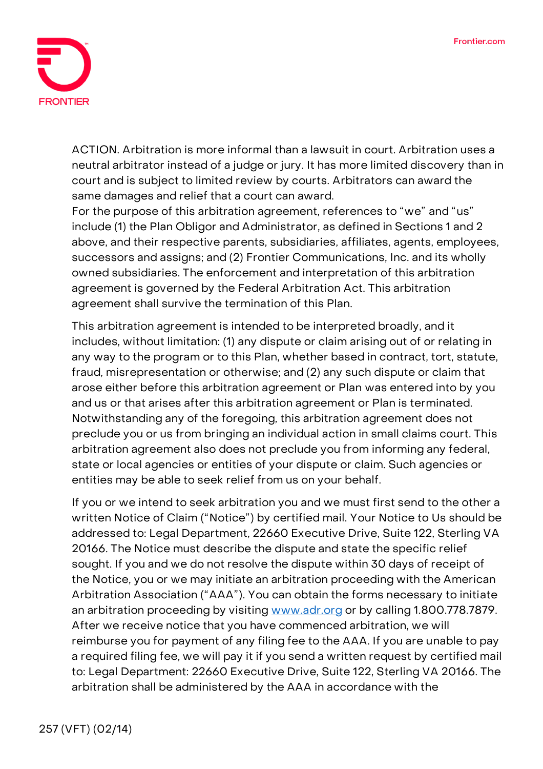ACTION. Arbitration is more informal than a lawsuit in court. Arbitration uses a neutral arbitrator instead of a judge or jury. It has more limited discovery than in court and is subject to limited review by courts. Arbitrators can award the same damages and relief that a court can award.

For the purpose of this arbitration agreement, references to "we" and "us" include (1) the Plan Obligor and Administrator, as defined in Sections 1 and 2 above, and their respective parents, subsidiaries, affiliates, agents, employees, successors and assigns; and (2) Frontier Communications, Inc. and its wholly owned subsidiaries. The enforcement and interpretation of this arbitration agreement is governed by the Federal Arbitration Act. This arbitration agreement shall survive the termination of this Plan.

This arbitration agreement is intended to be interpreted broadly, and it includes, without limitation: (1) any dispute or claim arising out of or relating in any way to the program or to this Plan, whether based in contract, tort, statute, fraud, misrepresentation or otherwise; and (2) any such dispute or claim that arose either before this arbitration agreement or Plan was entered into by you and us or that arises after this arbitration agreement or Plan is terminated. Notwithstanding any of the foregoing, this arbitration agreement does not preclude you or us from bringing an individual action in small claims court. This arbitration agreement also does not preclude you from informing any federal, state or local agencies or entities of your dispute or claim. Such agencies or entities may be able to seek relief from us on your behalf.

If you or we intend to seek arbitration you and we must first send to the other a written Notice of Claim ("Notice") by certified mail. Your Notice to Us should be addressed to: Legal Department, 22660 Executive Drive, Suite 122, Sterling VA 20166. The Notice must describe the dispute and state the specific relief sought. If you and we do not resolve the dispute within 30 days of receipt of the Notice, you or we may initiate an arbitration proceeding with the American Arbitration Association ("AAA"). You can obtain the forms necessary to initiate an arbitration proceeding by visiting [www.adr.org](http://www.adr.org) or by calling 1.800.778.7879. After we receive notice that you have commenced arbitration, we will reimburse you for payment of any filing fee to the AAA. If you are unable to pay a required filing fee, we will pay it if you send a written request by certified mail to: Legal Department: 22660 Executive Drive, Suite 122, Sterling VA 20166. The arbitration shall be administered by the AAA in accordance with the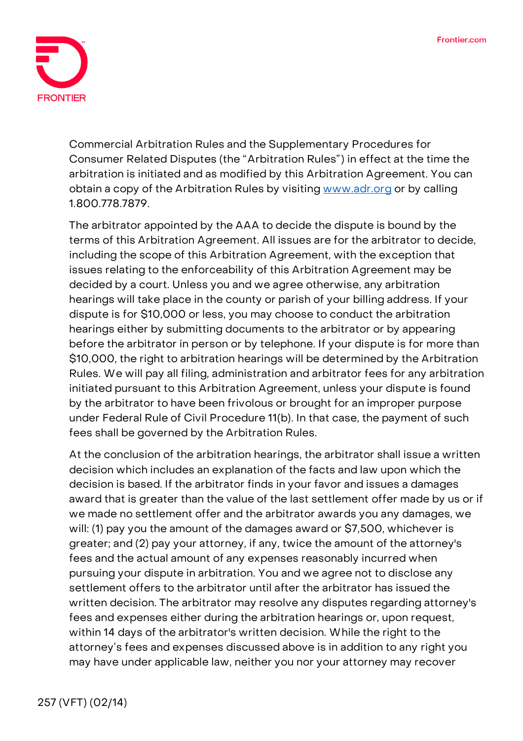Commercial Arbitration Rules and the Supplementary Procedures for Consumer Related Disputes (the "Arbitration Rules") in effect at the time the arbitration is initiated and as modified by this Arbitration Agreement. You can obtain a copy of the Arbitration Rules by visiting www.adr.org or by calling 1.800.778.7879.

The arbitrator appointed by the AAA to decide the dispute is bound by the terms of this Arbitration Agreement. All issues are for the arbitrator to decide, including the scope of this Arbitration Agreement, with the exception that issues relating to the enforceability of this Arbitration Agreement may be decided by a court. Unless you and we agree otherwise, any arbitration hearings will take place in the county or parish of your billing address. If your dispute is for $10,000 or less, you may choose to conduct the arbitration hearings either by submitting documents to the arbitrator or by appearing before the arbitrator in person or by telephone. If your dispute is for more than $10,000, the right to arbitration hearings will be determined by the Arbitration Rules. We will pay all filing, administration and arbitrator fees for any arbitration initiated pursuant to this Arbitration Agreement, unless your dispute is found by the arbitrator to have been frivolous or brought for an improper purpose under Federal Rule of Civil Procedure 11(b). In that case, the payment of such fees shall be governed by the Arbitration Rules.

At the conclusion of the arbitration hearings, the arbitrator shall issue a written decision which includes an explanation of the facts and law upon which the decision is based. If the arbitrator finds in your favor and issues a damages award that is greater than the value of the last settlement offer made by us or if we made no settlement offer and the arbitrator awards you any damages, we will: (1) pay you the amount of the damages award or $7,500, whichever is greater; and (2) pay your attorney, if any, twice the amount of the attorney's fees and the actual amount of any expenses reasonably incurred when pursuing your dispute in arbitration. You and we agree not to disclose any settlement offers to the arbitrator until after the arbitrator has issued the written decision. The arbitrator may resolve any disputes regarding attorney's fees and expenses either during the arbitration hearings or, upon request, within 14 days of the arbitrator's written decision. While the right to the attorney's fees and expenses discussed above is in addition to any right you may have under applicable law, neither you nor your attorney may recover

257 (VFT) (02/14)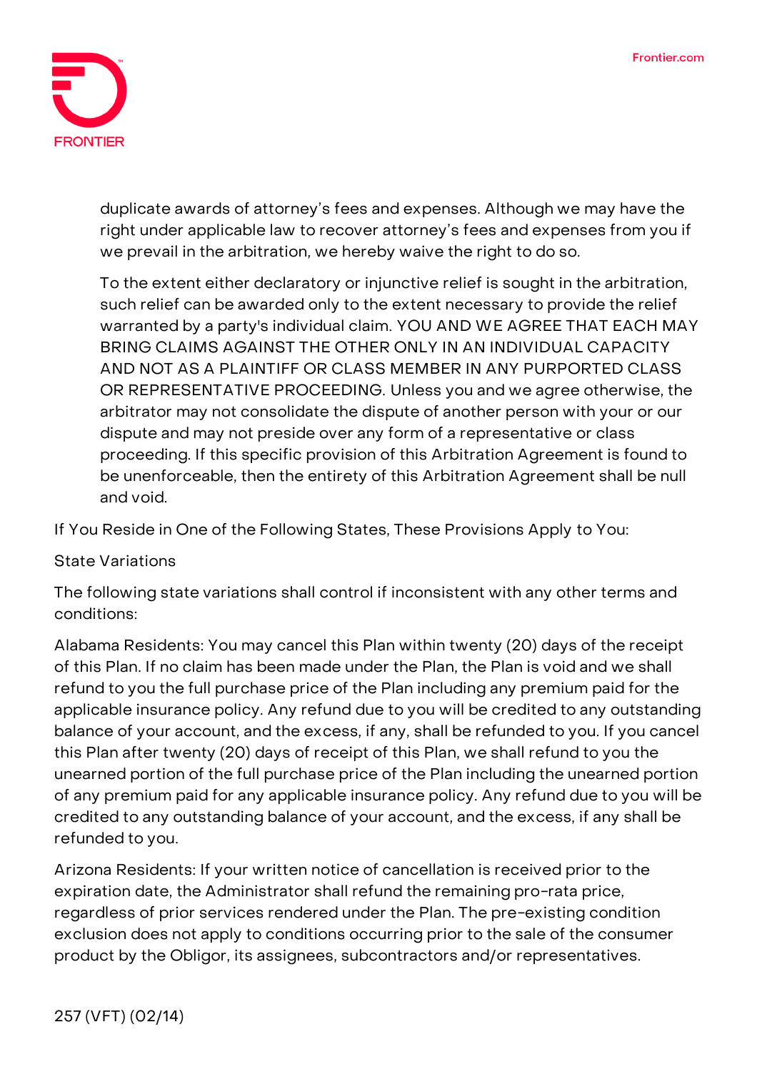duplicate awards of attorney's fees and expenses. Although we may have the right under applicable law to recover attorney's fees and expenses from you if we prevail in the arbitration, we hereby waive the right to do so.

To the extent either declaratory or injunctive relief is sought in the arbitration, such relief can be awarded only to the extent necessary to provide the relief warranted by a party's individual claim. YOU AND WE AGREE THAT EACH MAY BRING CLAIMS AGAINST THE OTHER ONLY IN AN INDIVIDUAL CAPACITY AND NOT AS A PLAINTIFF OR CLASS MEMBER IN ANY PURPORTED CLASS OR REPRESENTATIVE PROCEEDING. Unless you and we agree otherwise, the arbitrator may not consolidate the dispute of another person with your or our dispute and may not preside over any form of a representative or class proceeding. If this specific provision of this Arbitration Agreement is found to be unenforceable, then the entirety of this Arbitration Agreement shall be null and void.

If You Reside in One of the Following States, These Provisions Apply to You:

State Variations

The following state variations shall control if inconsistent with any other terms and conditions:

Alabama Residents: You may cancel this Plan within twenty (20) days of the receipt of this Plan. If no claim has been made under the Plan, the Plan is void and we shall refund to you the full purchase price of the Plan including any premium paid for the applicable insurance policy. Any refund due to you will be credited to any outstanding balance of your account, and the excess, if any, shall be refunded to you. If you cancel this Plan after twenty (20) days of receipt of this Plan, we shall refund to you the unearned portion of the full purchase price of the Plan including the unearned portion of any premium paid for any applicable insurance policy. Any refund due to you will be credited to any outstanding balance of your account, and the excess, if any shall be refunded to you.

Arizona Residents: If your written notice of cancellation is received prior to the expiration date, the Administrator shall refund the remaining pro-rata price, regardless of prior services rendered under the Plan. The pre-existing condition exclusion does not apply to conditions occurring prior to the sale of the consumer product by the Obligor, its assignees, subcontractors and/or representatives.

257 (VFT) (02/14)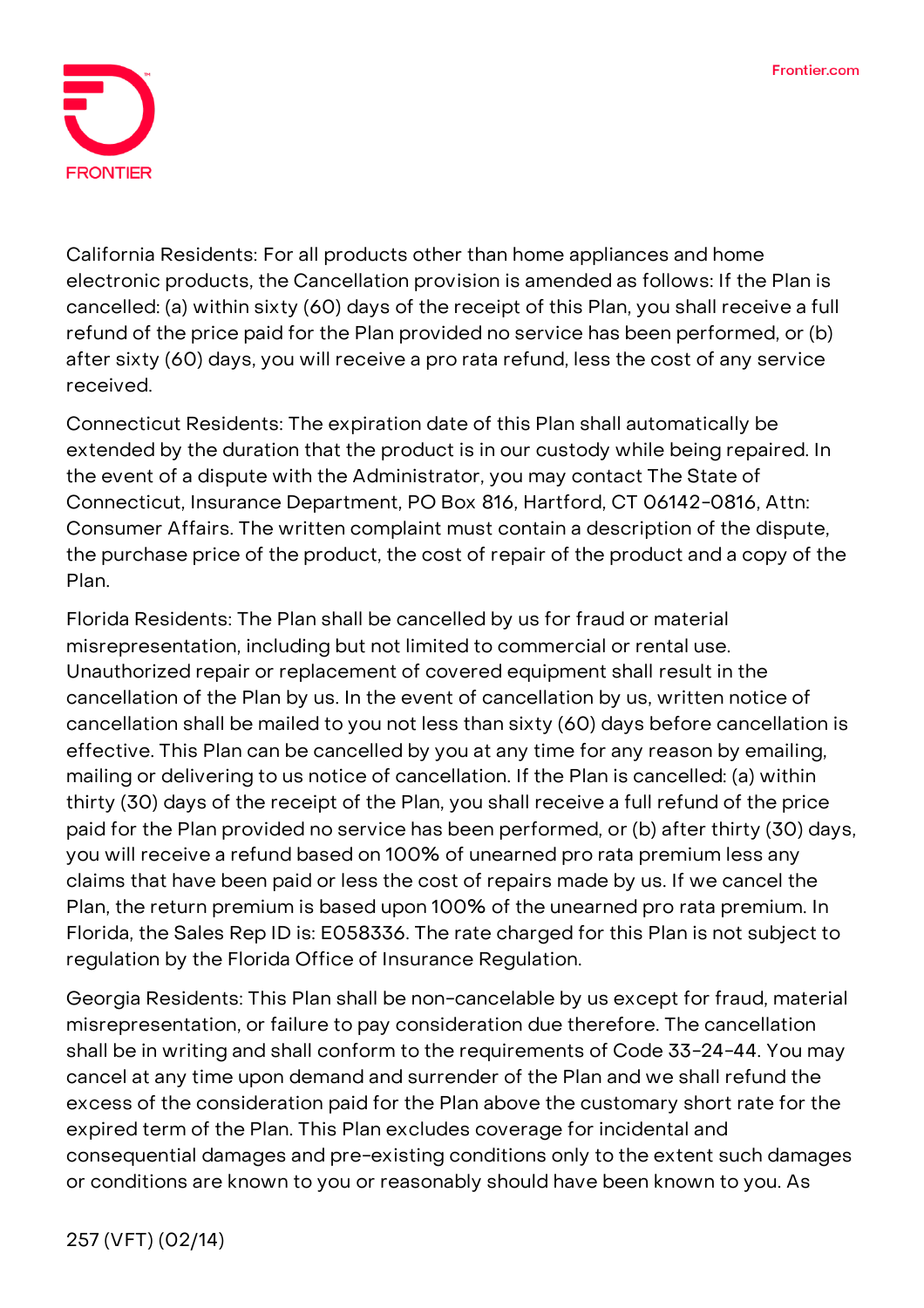California Residents: For all products other than home appliances and home electronic products, the Cancellation provision is amended as follows: If the Plan is cancelled: (a) within sixty (60) days of the receipt of this Plan, you shall receive a full refund of the price paid for the Plan provided no service has been performed, or (b) after sixty (60) days, you will receive a pro rata refund, less the cost of any service received.

Connecticut Residents: The expiration date of this Plan shall automatically be extended by the duration that the product is in our custody while being repaired. In the event of a dispute with the Administrator, you may contact The State of Connecticut, Insurance Department, PO Box 816, Hartford, CT 06142-0816, Attn: Consumer Affairs. The written complaint must contain a description of the dispute, the purchase price of the product, the cost of repair of the product and a copy of the Plan.

Florida Residents: The Plan shall be cancelled by us for fraud or material misrepresentation, including but not limited to commercial or rental use. Unauthorized repair or replacement of covered equipment shall result in the cancellation of the Plan by us. In the event of cancellation by us, written notice of cancellation shall be mailed to you not less than sixty (60) days before cancellation is effective. This Plan can be cancelled by you at any time for any reason by emailing, mailing or delivering to us notice of cancellation. If the Plan is cancelled: (a) within thirty (30) days of the receipt of the Plan, you shall receive a full refund of the price paid for the Plan provided no service has been performed, or (b) after thirty (30) days, you will receive a refund based on 100% of unearned pro rata premium less any claims that have been paid or less the cost of repairs made by us. If we cancel the Plan, the return premium is based upon 100% of the unearned pro rata premium. In Florida, the Sales Rep ID is: E058336. The rate charged for this Plan is not subject to regulation by the Florida Office of Insurance Regulation.

Georgia Residents: This Plan shall be non-cancelable by us except for fraud, material misrepresentation, or failure to pay consideration due therefore. The cancellation shall be in writing and shall conform to the requirements of Code 33-24-44. You may cancel at any time upon demand and surrender of the Plan and we shall refund the excess of the consideration paid for the Plan above the customary short rate for the expired term of the Plan. This Plan excludes coverage for incidental and consequential damages and pre-existing conditions only to the extent such damages or conditions are known to you or reasonably should have been known to you. As

257 (VFT) (02/14)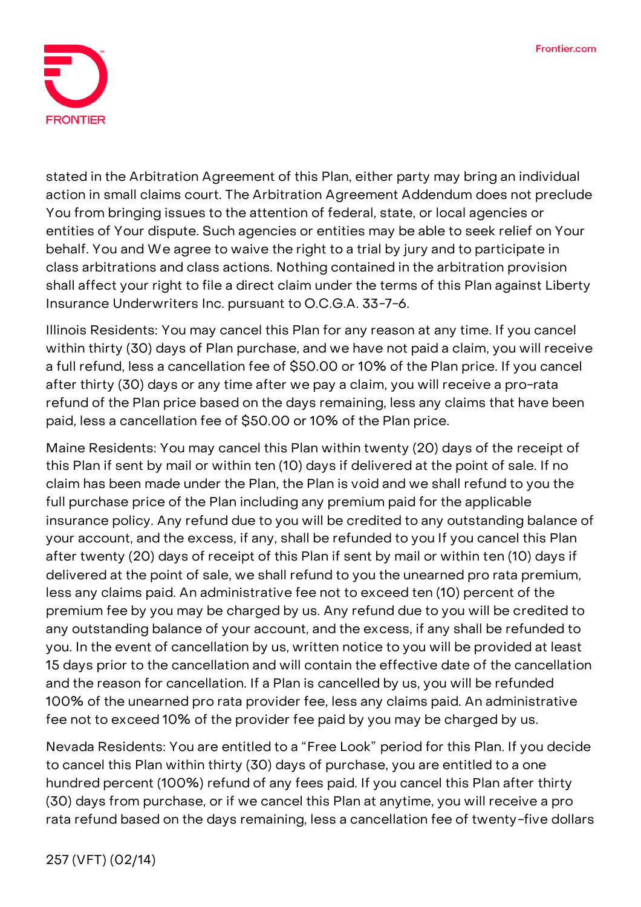stated in the Arbitration Agreement of this Plan, either party may bring an individual action in small claims court. The Arbitration Agreement Addendum does not preclude You from bringing issues to the attention of federal, state, or local agencies or entities of Your dispute. Such agencies or entities may be able to seek relief on Your behalf. You and We agree to waive the right to a trial by jury and to participate in class arbitrations and class actions. Nothing contained in the arbitration provision shall affect your right to file a direct claim under the terms of this Plan against Liberty Insurance Underwriters Inc. pursuant to O.C.G.A. 33-7-6.

Illinois Residents: You may cancel this Plan for any reason at any time. If you cancel within thirty (30) days of Plan purchase, and we have not paid a claim, you will receive a full refund, less a cancellation fee of $50.00 or 10% of the Plan price. If you cancel after thirty (30) days or any time after we pay a claim, you will receive a pro-rata refund of the Plan price based on the days remaining, less any claims that have been paid, less a cancellation fee of $50.00 or 10% of the Plan price.

Maine Residents: You may cancel this Plan within twenty (20) days of the receipt of this Plan if sent by mail or within ten (10) days if delivered at the point of sale. If no claim has been made under the Plan, the Plan is void and we shall refund to you the full purchase price of the Plan including any premium paid for the applicable insurance policy. Any refund due to you will be credited to any outstanding balance of your account, and the excess, if any, shall be refunded to you If you cancel this Plan after twenty (20) days of receipt of this Plan if sent by mail or within ten (10) days if delivered at the point of sale, we shall refund to you the unearned pro rata premium, less any claims paid. An administrative fee not to exceed ten (10) percent of the premium fee by you may be charged by us. Any refund due to you will be credited to any outstanding balance of your account, and the excess, if any shall be refunded to you. In the event of cancellation by us, written notice to you will be provided at least 15 days prior to the cancellation and will contain the effective date of the cancellation and the reason for cancellation. If a Plan is cancelled by us, you will be refunded 100% of the unearned pro rata provider fee, less any claims paid. An administrative fee not to exceed 10% of the provider fee paid by you may be charged by us.

Nevada Residents: You are entitled to a "Free Look" period for this Plan. If you decide to cancel this Plan within thirty (30) days of purchase, you are entitled to a one hundred percent (100%) refund of any fees paid. If you cancel this Plan after thirty (30) days from purchase, or if we cancel this Plan at anytime, you will receive a pro rata refund based on the days remaining, less a cancellation fee of twenty-five dollars

257 (VFT) (02/14)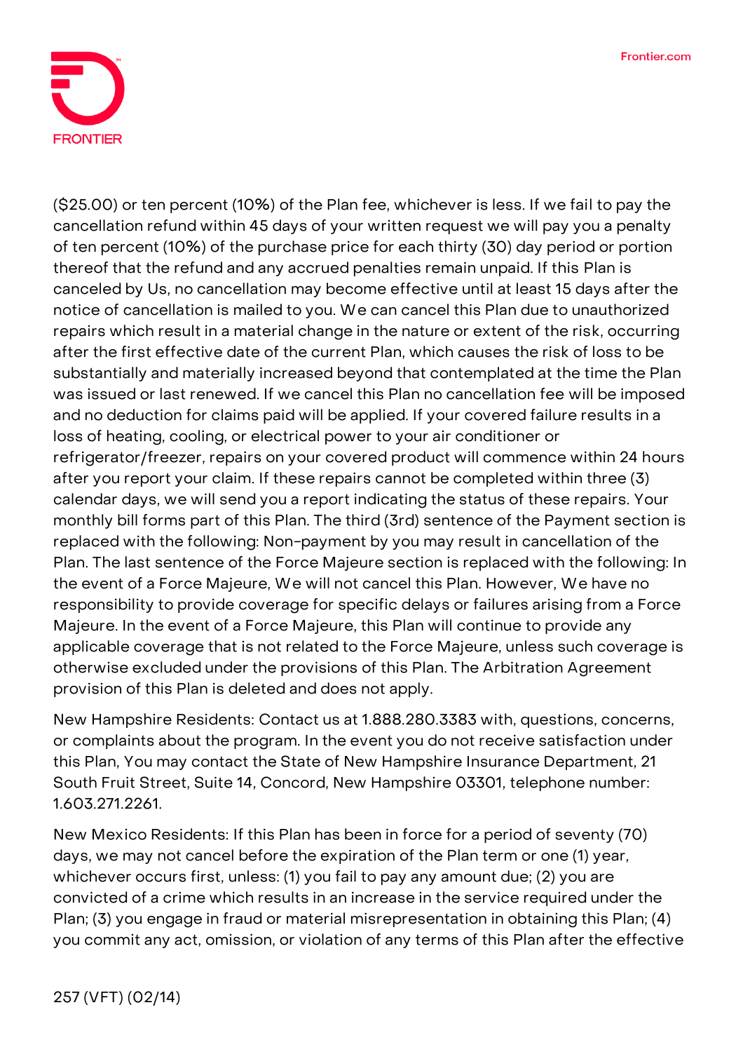($25.00) or ten percent (10%) of the Plan fee, whichever is less. If we fail to pay the cancellation refund within 45 days of your written request we will pay you a penalty of ten percent (10%) of the purchase price for each thirty (30) day period or portion thereof that the refund and any accrued penalties remain unpaid. If this Plan is canceled by Us, no cancellation may become effective until at least 15 days after the notice of cancellation is mailed to you. We can cancel this Plan due to unauthorized repairs which result in a material change in the nature or extent of the risk, occurring after the first effective date of the current Plan, which causes the risk of loss to be substantially and materially increased beyond that contemplated at the time the Plan was issued or last renewed. If we cancel this Plan no cancellation fee will be imposed and no deduction for claims paid will be applied. If your covered failure results in a loss of heating, cooling, or electrical power to your air conditioner or refrigerator/freezer, repairs on your covered product will commence within 24 hours after you report your claim. If these repairs cannot be completed within three (3) calendar days, we will send you a report indicating the status of these repairs. Your monthly bill forms part of this Plan. The third (3rd) sentence of the Payment section is replaced with the following: Non-payment by you may result in cancellation of the Plan. The last sentence of the Force Majeure section is replaced with the following: In the event of a Force Majeure, We will not cancel this Plan. However, We have no responsibility to provide coverage for specific delays or failures arising from a Force Majeure. In the event of a Force Majeure, this Plan will continue to provide any applicable coverage that is not related to the Force Majeure, unless such coverage is otherwise excluded under the provisions of this Plan. The Arbitration Agreement provision of this Plan is deleted and does not apply.

New Hampshire Residents: Contact us at 1.888.280.3383 with, questions, concerns, or complaints about the program. In the event you do not receive satisfaction under this Plan, You may contact the State of New Hampshire Insurance Department, 21 South Fruit Street, Suite 14, Concord, New Hampshire 03301, telephone number: 1.603.271.2261.

New Mexico Residents: If this Plan has been in force for a period of seventy (70) days, we may not cancel before the expiration of the Plan term or one (1) year, whichever occurs first, unless: (1) you fail to pay any amount due; (2) you are convicted of a crime which results in an increase in the service required under the Plan; (3) you engage in fraud or material misrepresentation in obtaining this Plan; (4) you commit any act, omission, or violation of any terms of this Plan after the effective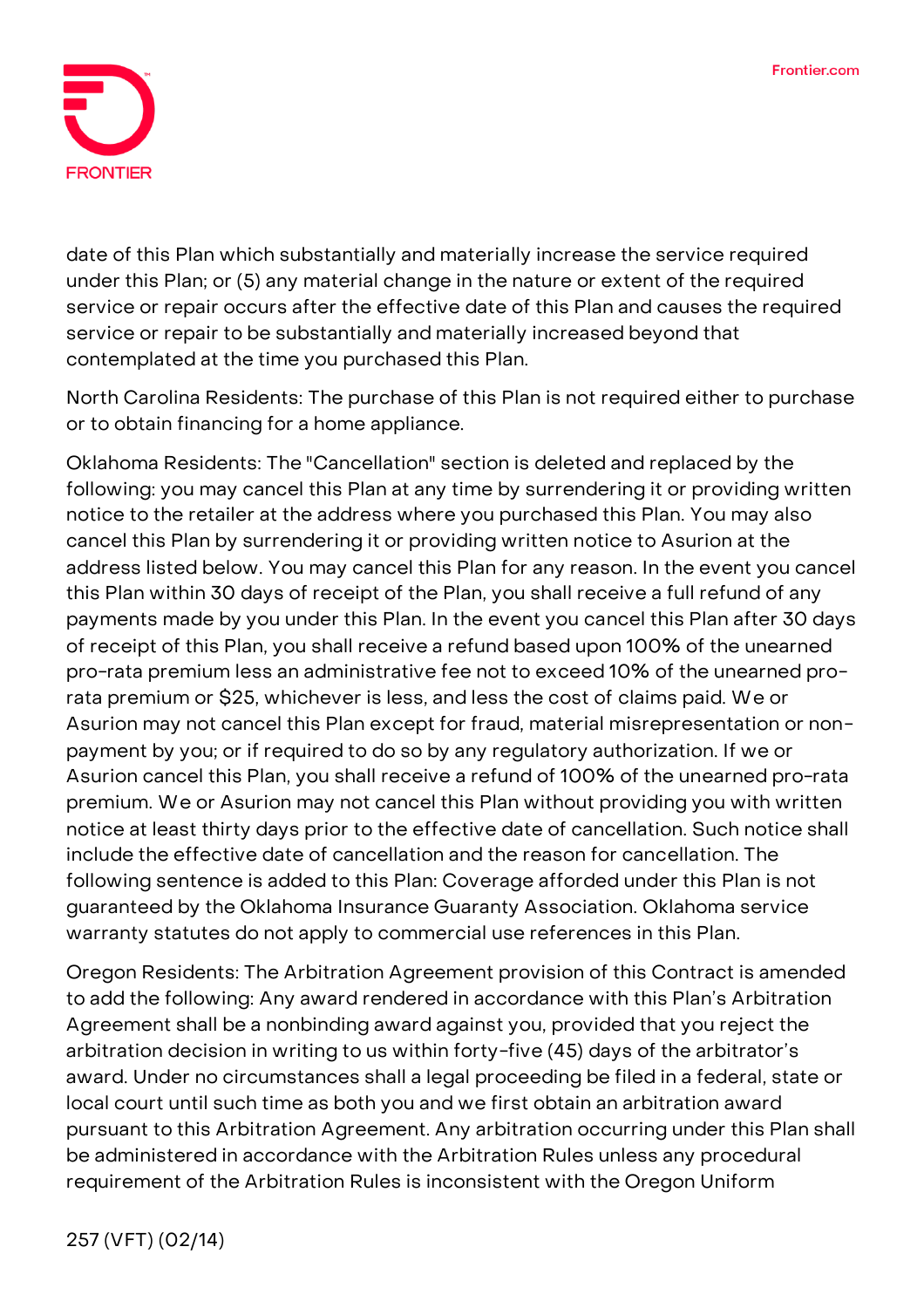date of this Plan which substantially and materially increase the service required under this Plan; or (5) any material change in the nature or extent of the required service or repair occurs after the effective date of this Plan and causes the required service or repair to be substantially and materially increased beyond that contemplated at the time you purchased this Plan.

North Carolina Residents: The purchase of this Plan is not required either to purchase or to obtain financing for a home appliance.

Oklahoma Residents: The "Cancellation" section is deleted and replaced by the following: you may cancel this Plan at any time by surrendering it or providing written notice to the retailer at the address where you purchased this Plan. You may also cancel this Plan by surrendering it or providing written notice to Asurion at the address listed below. You may cancel this Plan for any reason. In the event you cancel this Plan within 30 days of receipt of the Plan, you shall receive a full refund of any payments made by you under this Plan. In the event you cancel this Plan after 30 days of receipt of this Plan, you shall receive a refund based upon 100% of the unearned pro-rata premium less an administrative fee not to exceed 10% of the unearned pro-rata premium or $25, whichever is less, and less the cost of claims paid. We or Asurion may not cancel this Plan except for fraud, material misrepresentation or non-payment by you; or if required to do so by any regulatory authorization. If we or Asurion cancel this Plan, you shall receive a refund of 100% of the unearned pro-rata premium. We or Asurion may not cancel this Plan without providing you with written notice at least thirty days prior to the effective date of cancellation. Such notice shall include the effective date of cancellation and the reason for cancellation. The following sentence is added to this Plan: Coverage afforded under this Plan is not guaranteed by the Oklahoma Insurance Guaranty Association. Oklahoma service warranty statutes do not apply to commercial use references in this Plan.

Oregon Residents: The Arbitration Agreement provision of this Contract is amended to add the following: Any award rendered in accordance with this Plan's Arbitration Agreement shall be a nonbinding award against you, provided that you reject the arbitration decision in writing to us within forty-five (45) days of the arbitrator's award. Under no circumstances shall a legal proceeding be filed in a federal, state or local court until such time as both you and we first obtain an arbitration award pursuant to this Arbitration Agreement. Any arbitration occurring under this Plan shall be administered in accordance with the Arbitration Rules unless any procedural requirement of the Arbitration Rules is inconsistent with the Oregon Uniform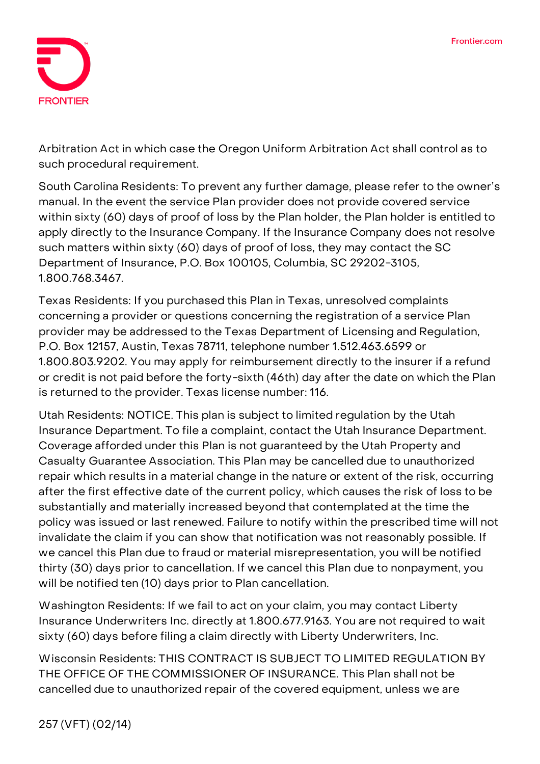Arbitration Act in which case the Oregon Uniform Arbitration Act shall control as to such procedural requirement.

South Carolina Residents: To prevent any further damage, please refer to the owner's manual. In the event the service Plan provider does not provide covered service within sixty (60) days of proof of loss by the Plan holder, the Plan holder is entitled to apply directly to the Insurance Company. If the Insurance Company does not resolve such matters within sixty (60) days of proof of loss, they may contact the SC Department of Insurance, P.O. Box 100105, Columbia, SC 29202-3105, 1.800.768.3467.

Texas Residents: If you purchased this Plan in Texas, unresolved complaints concerning a provider or questions concerning the registration of a service Plan provider may be addressed to the Texas Department of Licensing and Regulation, P.O. Box 12157, Austin, Texas 78711, telephone number 1.512.463.6599 or 1.800.803.9202. You may apply for reimbursement directly to the insurer if a refund or credit is not paid before the forty-sixth (46th) day after the date on which the Plan is returned to the provider. Texas license number: 116.

Utah Residents: NOTICE. This plan is subject to limited regulation by the Utah Insurance Department. To file a complaint, contact the Utah Insurance Department. Coverage afforded under this Plan is not guaranteed by the Utah Property and Casualty Guarantee Association. This Plan may be cancelled due to unauthorized repair which results in a material change in the nature or extent of the risk, occurring after the first effective date of the current policy, which causes the risk of loss to be substantially and materially increased beyond that contemplated at the time the policy was issued or last renewed. Failure to notify within the prescribed time will not invalidate the claim if you can show that notification was not reasonably possible. If we cancel this Plan due to fraud or material misrepresentation, you will be notified thirty (30) days prior to cancellation. If we cancel this Plan due to nonpayment, you will be notified ten (10) days prior to Plan cancellation.

Washington Residents: If we fail to act on your claim, you may contact Liberty Insurance Underwriters Inc. directly at 1.800.677.9163. You are not required to wait sixty (60) days before filing a claim directly with Liberty Underwriters, Inc.

Wisconsin Residents: THIS CONTRACT IS SUBJECT TO LIMITED REGULATION BY THE OFFICE OF THE COMMISSIONER OF INSURANCE. This Plan shall not be cancelled due to unauthorized repair of the covered equipment, unless we are

257 (VFT) (02/14)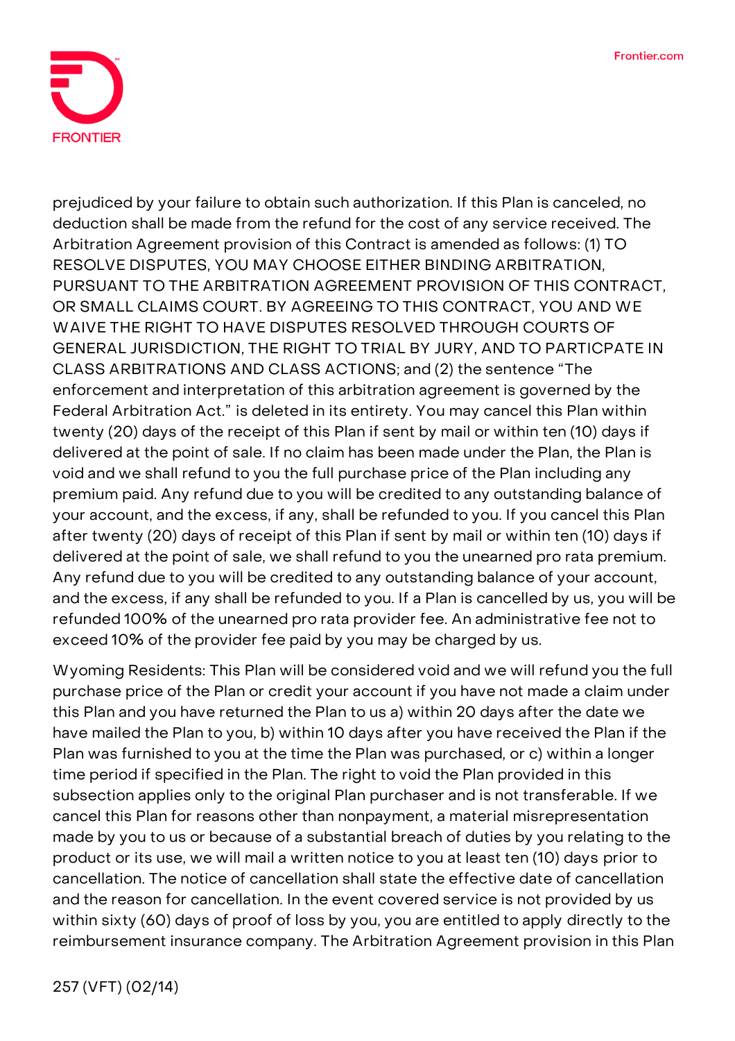prejudiced by your failure to obtain such authorization. If this Plan is canceled, no deduction shall be made from the refund for the cost of any service received. The Arbitration Agreement provision of this Contract is amended as follows: (1) TO RESOLVE DISPUTES, YOU MAY CHOOSE EITHER BINDING ARBITRATION, PURSUANT TO THE ARBITRATION AGREEMENT PROVISION OF THIS CONTRACT, OR SMALL CLAIMS COURT. BY AGREEING TO THIS CONTRACT, YOU AND WE WAIVE THE RIGHT TO HAVE DISPUTES RESOLVED THROUGH COURTS OF GENERAL JURISDICTION, THE RIGHT TO TRIAL BY JURY, AND TO PARTICPATE IN CLASS ARBITRATIONS AND CLASS ACTIONS; and (2) the sentence "The enforcement and interpretation of this arbitration agreement is governed by the Federal Arbitration Act." is deleted in its entirety. You may cancel this Plan within twenty (20) days of the receipt of this Plan if sent by mail or within ten (10) days if delivered at the point of sale. If no claim has been made under the Plan, the Plan is void and we shall refund to you the full purchase price of the Plan including any premium paid. Any refund due to you will be credited to any outstanding balance of your account, and the excess, if any, shall be refunded to you. If you cancel this Plan after twenty (20) days of receipt of this Plan if sent by mail or within ten (10) days if delivered at the point of sale, we shall refund to you the unearned pro rata premium. Any refund due to you will be credited to any outstanding balance of your account, and the excess, if any shall be refunded to you. If a Plan is cancelled by us, you will be refunded 100% of the unearned pro rata provider fee. An administrative fee not to exceed 10% of the provider fee paid by you may be charged by us.

Wyoming Residents: This Plan will be considered void and we will refund you the full purchase price of the Plan or credit your account if you have not made a claim under this Plan and you have returned the Plan to us a) within 20 days after the date we have mailed the Plan to you, b) within 10 days after you have received the Plan if the Plan was furnished to you at the time the Plan was purchased, or c) within a longer time period if specified in the Plan. The right to void the Plan provided in this subsection applies only to the original Plan purchaser and is not transferable. If we cancel this Plan for reasons other than nonpayment, a material misrepresentation made by you to us or because of a substantial breach of duties by you relating to the product or its use, we will mail a written notice to you at least ten (10) days prior to cancellation. The notice of cancellation shall state the effective date of cancellation and the reason for cancellation. In the event covered service is not provided by us within sixty (60) days of proof of loss by you, you are entitled to apply directly to the reimbursement insurance company. The Arbitration Agreement provision in this Plan

257 (VFT) (02/14)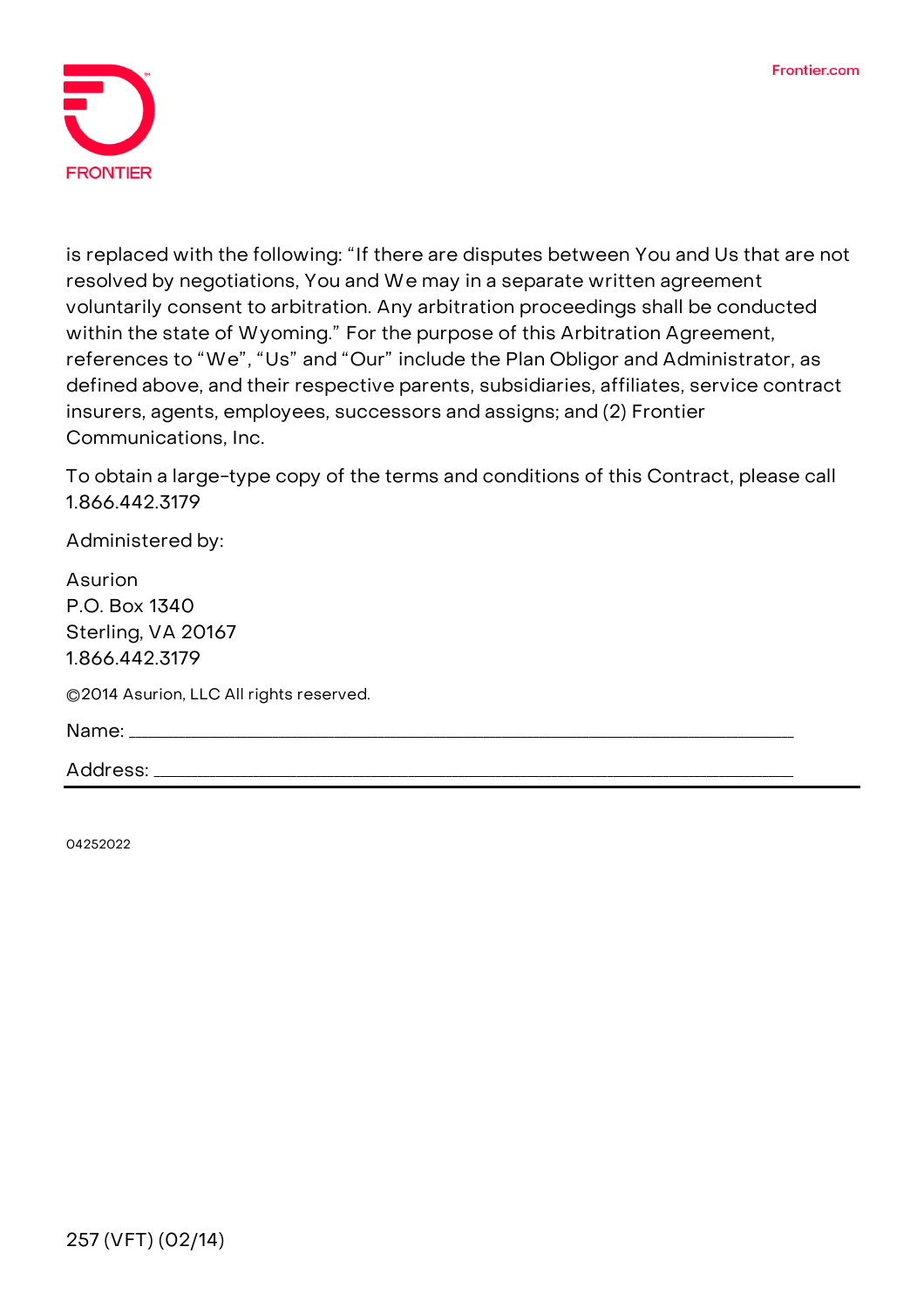is replaced with the following: “If there are disputes between You and Us that are not resolved by negotiations, You and We may in a separate written agreement voluntarily consent to arbitration. Any arbitration proceedings shall be conducted within the state of Wyoming.” For the purpose of this Arbitration Agreement, references to “We”, “Us” and “Our” include the Plan Obligor and Administrator, as defined above, and their respective parents, subsidiaries, affiliates, service contract insurers, agents, employees, successors and assigns; and (2) Frontier Communications, Inc.

To obtain a large-type copy of the terms and conditions of this Contract, please call 1.866.442.3179

Administered by:

Asurion
P.O. Box 1340
Sterling, VA 20167
1.866.442.3179

©2014 Asurion, LLC All rights reserved.

Name: ___________________________________________________________________

Address: _________________________________________________________________

04252022

257 (VFT) (02/14)